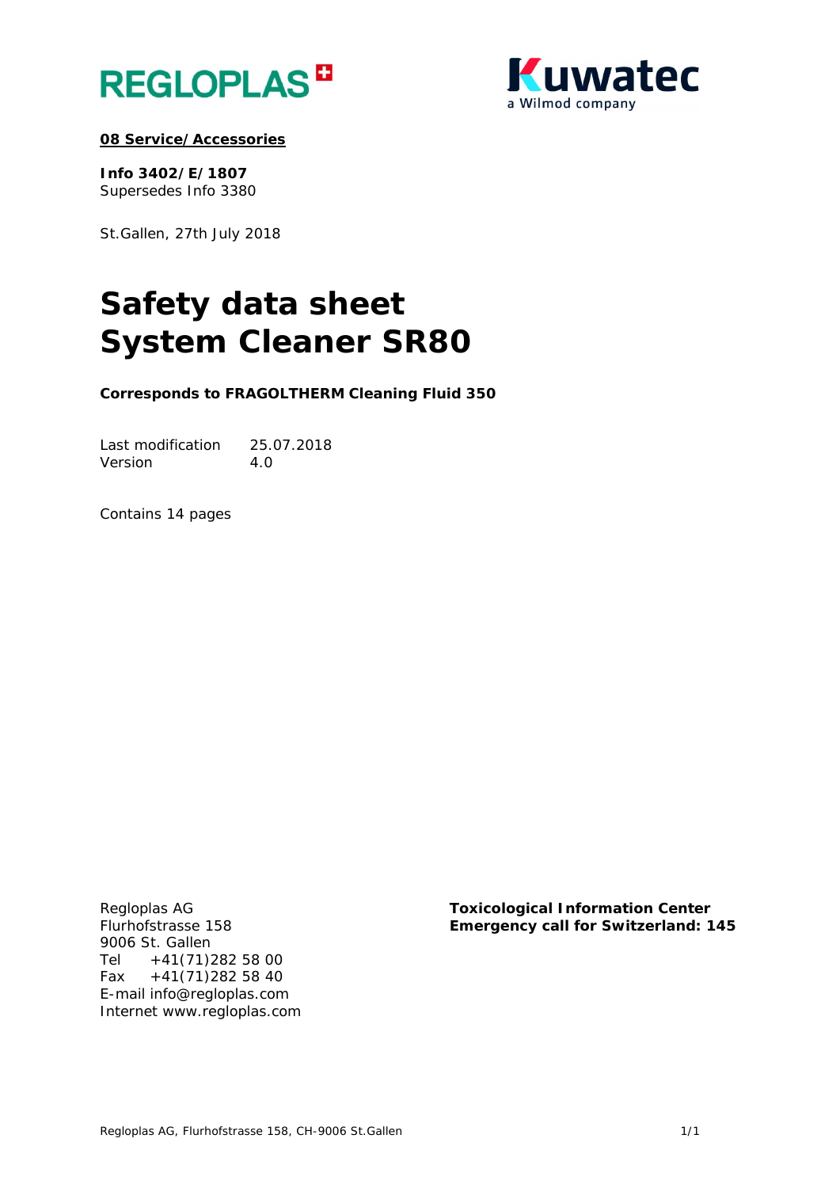REGLOPLAS

Kuwatec
a Wilmod company

**08 Service/Accessories**

**Info 3402/E/1807**
Supersedes Info 3380

St.Gallen, 27th July 2018

# Safety data sheet System Cleaner SR80

**Corresponds to FRAGOLTHERM Cleaning Fluid 350**

| | |
|---|---|
| Last modification | 25.07.2018 |
| Version | 4.0 |

Contains 14 pages

Regloplas AG
Flurhofstrasse 158
9006 St. Gallen
Tel +41(71)282 58 00
Fax +41(71)282 58 40
E-mail info@regloplas.com
Internet www.regloplas.com

**Toxicological Information Center**
**Emergency call for Switzerland: 145**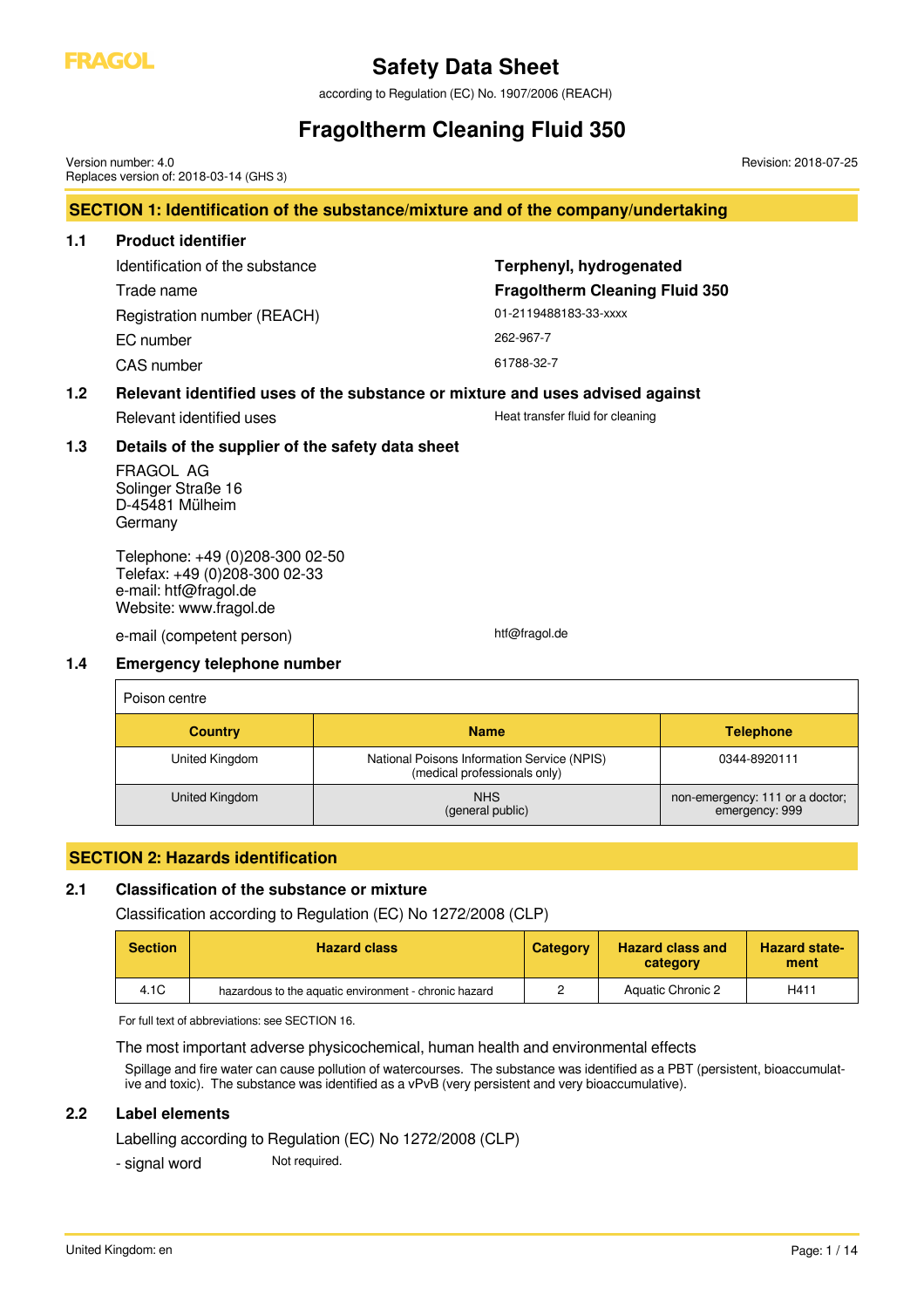# Safety Data Sheet

according to Regulation (EC) No. 1907/2006 (REACH)

# Fragoltherm Cleaning Fluid 350

Version number: 4.0
Replaces version of: 2018-03-14 (GHS 3)

Revision: 2018-07-25

## SECTION 1: Identification of the substance/mixture and of the company/undertaking

### 1.1 Product identifier

| | |
|---|---|
| Identification of the substance | **Terphenyl, hydrogenated** |
| Trade name | **Fragoltherm Cleaning Fluid 350** |
| Registration number (REACH) | 01-2119488183-33-xxxx |
| EC number | 262-967-7 |
| CAS number | 61788-32-7 |

### 1.2 Relevant identified uses of the substance or mixture and uses advised against

Relevant identified uses: Heat transfer fluid for cleaning

### 1.3 Details of the supplier of the safety data sheet

FRAGOL AG
Solinger Straße 16
D-45481 Mülheim
Germany

Telephone: +49 (0)208-300 02-50
Telefax: +49 (0)208-300 02-33
e-mail: htf@fragol.de
Website: www.fragol.de

e-mail (competent person): htf@fragol.de

### 1.4 Emergency telephone number

Poison centre

| Country | Name | Telephone |
|---|---|---|
| United Kingdom | National Poisons Information Service (NPIS) (medical professionals only) | 0344-8920111 |
| United Kingdom | NHS (general public) | non-emergency: 111 or a doctor; emergency: 999 |

## SECTION 2: Hazards identification

### 2.1 Classification of the substance or mixture

Classification according to Regulation (EC) No 1272/2008 (CLP)

| Section | Hazard class | Category | Hazard class and category | Hazard statement |
|---|---|---|---|---|
| 4.1C | hazardous to the aquatic environment - chronic hazard | 2 | Aquatic Chronic 2 | H411 |

For full text of abbreviations: see SECTION 16.

The most important adverse physicochemical, human health and environmental effects

Spillage and fire water can cause pollution of watercourses. The substance was identified as a PBT (persistent, bioaccumulative and toxic). The substance was identified as a vPvB (very persistent and very bioaccumulative).

### 2.2 Label elements

Labelling according to Regulation (EC) No 1272/2008 (CLP)

- signal word: Not required.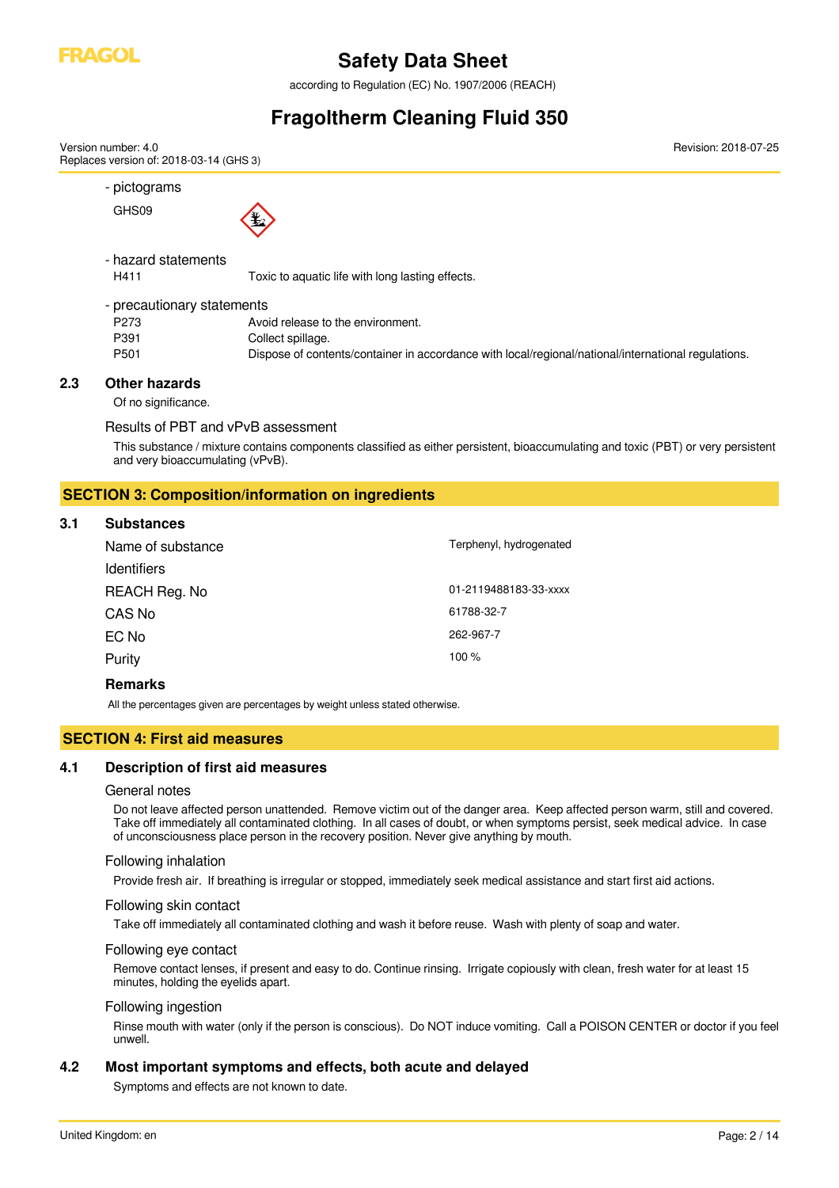- pictograms

GHS09

- hazard statements

| | |
|---|---|
| H411 | Toxic to aquatic life with long lasting effects. |

- precautionary statements

| | |
|---|---|
| P273 | Avoid release to the environment. |
| P391 | Collect spillage. |
| P501 | Dispose of contents/container in accordance with local/regional/national/international regulations. |

### 2.3 Other hazards

Of no significance.

Results of PBT and vPvB assessment

This substance / mixture contains components classified as either persistent, bioaccumulating and toxic (PBT) or very persistent and very bioaccumulating (vPvB).

## SECTION 3: Composition/information on ingredients

### 3.1 Substances

| | |
|---|---|
| Name of substance | Terphenyl, hydrogenated |
| Identifiers | |
| REACH Reg. No | 01-2119488183-33-xxxx |
| CAS No | 61788-32-7 |
| EC No | 262-967-7 |
| Purity | 100 % |

**Remarks**

All the percentages given are percentages by weight unless stated otherwise.

## SECTION 4: First aid measures

### 4.1 Description of first aid measures

General notes

Do not leave affected person unattended. Remove victim out of the danger area. Keep affected person warm, still and covered. Take off immediately all contaminated clothing. In all cases of doubt, or when symptoms persist, seek medical advice. In case of unconsciousness place person in the recovery position. Never give anything by mouth.

Following inhalation

Provide fresh air. If breathing is irregular or stopped, immediately seek medical assistance and start first aid actions.

Following skin contact

Take off immediately all contaminated clothing and wash it before reuse. Wash with plenty of soap and water.

Following eye contact

Remove contact lenses, if present and easy to do. Continue rinsing. Irrigate copiously with clean, fresh water for at least 15 minutes, holding the eyelids apart.

Following ingestion

Rinse mouth with water (only if the person is conscious). Do NOT induce vomiting. Call a POISON CENTER or doctor if you feel unwell.

### 4.2 Most important symptoms and effects, both acute and delayed

Symptoms and effects are not known to date.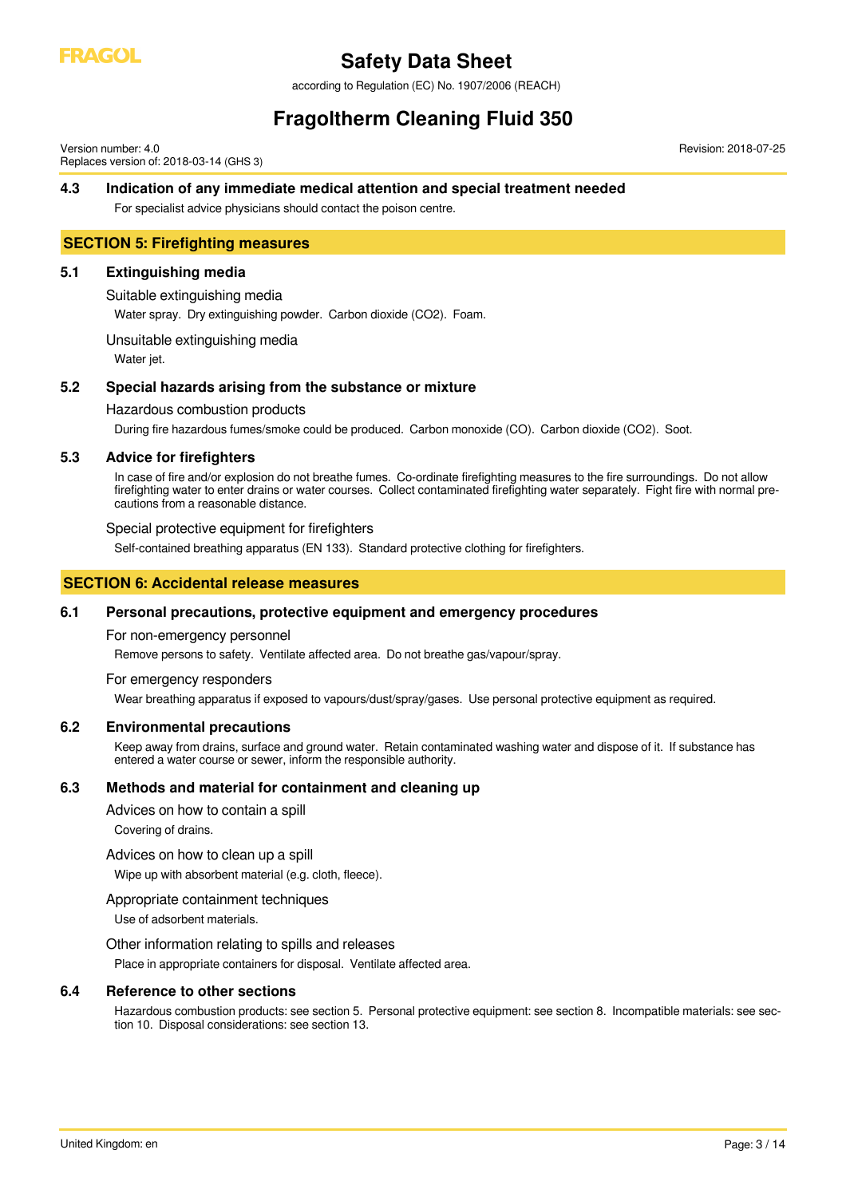### 4.3 Indication of any immediate medical attention and special treatment needed

For specialist advice physicians should contact the poison centre.

## SECTION 5: Firefighting measures

### 5.1 Extinguishing media

Suitable extinguishing media

Water spray. Dry extinguishing powder. Carbon dioxide ($CO_2$). Foam.

Unsuitable extinguishing media

Water jet.

### 5.2 Special hazards arising from the substance or mixture

Hazardous combustion products

During fire hazardous fumes/smoke could be produced. Carbon monoxide (CO). Carbon dioxide ($CO_2$). Soot.

### 5.3 Advice for firefighters

In case of fire and/or explosion do not breathe fumes. Co-ordinate firefighting measures to the fire surroundings. Do not allow firefighting water to enter drains or water courses. Collect contaminated firefighting water separately. Fight fire with normal precautions from a reasonable distance.

Special protective equipment for firefighters

Self-contained breathing apparatus (EN 133). Standard protective clothing for firefighters.

## SECTION 6: Accidental release measures

### 6.1 Personal precautions, protective equipment and emergency procedures

For non-emergency personnel

Remove persons to safety. Ventilate affected area. Do not breathe gas/vapour/spray.

For emergency responders

Wear breathing apparatus if exposed to vapours/dust/spray/gases. Use personal protective equipment as required.

### 6.2 Environmental precautions

Keep away from drains, surface and ground water. Retain contaminated washing water and dispose of it. If substance has entered a water course or sewer, inform the responsible authority.

### 6.3 Methods and material for containment and cleaning up

Advices on how to contain a spill

Covering of drains.

Advices on how to clean up a spill

Wipe up with absorbent material (e.g. cloth, fleece).

Appropriate containment techniques

Use of adsorbent materials.

Other information relating to spills and releases

Place in appropriate containers for disposal. Ventilate affected area.

### 6.4 Reference to other sections

Hazardous combustion products: see section 5. Personal protective equipment: see section 8. Incompatible materials: see section 10. Disposal considerations: see section 13.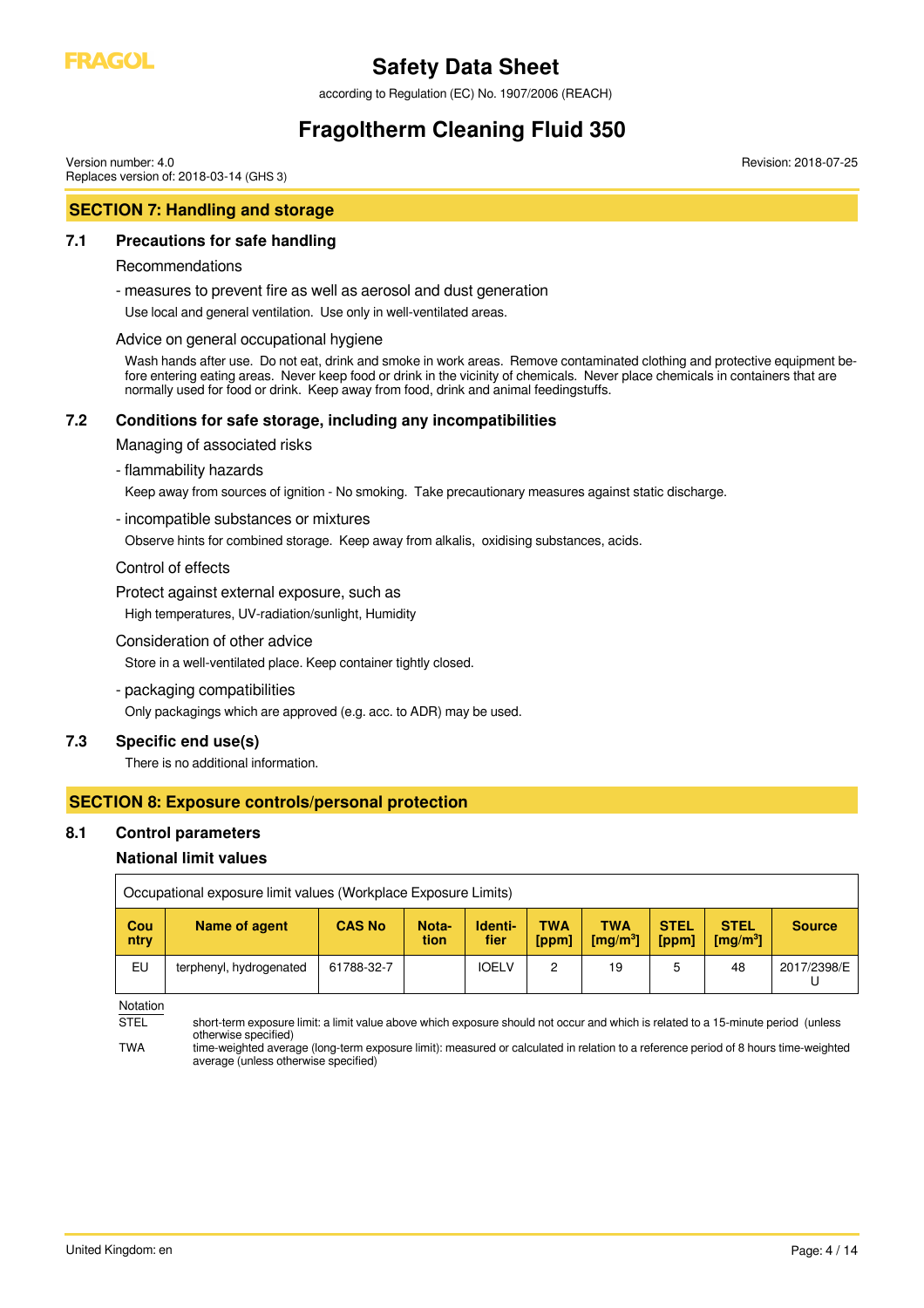## SECTION 7: Handling and storage

### 7.1 Precautions for safe handling

Recommendations

- measures to prevent fire as well as aerosol and dust generation

Use local and general ventilation. Use only in well-ventilated areas.

Advice on general occupational hygiene

Wash hands after use. Do not eat, drink and smoke in work areas. Remove contaminated clothing and protective equipment before entering eating areas. Never keep food or drink in the vicinity of chemicals. Never place chemicals in containers that are normally used for food or drink. Keep away from food, drink and animal feedingstuffs.

### 7.2 Conditions for safe storage, including any incompatibilities

Managing of associated risks

- flammability hazards

Keep away from sources of ignition - No smoking. Take precautionary measures against static discharge.

- incompatible substances or mixtures

Observe hints for combined storage. Keep away from alkalis, oxidising substances, acids.

Control of effects

Protect against external exposure, such as

High temperatures, UV-radiation/sunlight, Humidity

Consideration of other advice

Store in a well-ventilated place. Keep container tightly closed.

- packaging compatibilities

Only packagings which are approved (e.g. acc. to ADR) may be used.

### 7.3 Specific end use(s)

There is no additional information.

## SECTION 8: Exposure controls/personal protection

### 8.1 Control parameters

**National limit values**

Occupational exposure limit values (Workplace Exposure Limits)

| Country | Name of agent | CAS No | Notation | Identifier | TWA [ppm] | TWA [mg/m³] | STEL [ppm] | STEL [mg/m³] | Source |
|---|---|---|---|---|---|---|---|---|---|
| EU | terphenyl, hydrogenated | 61788-32-7 | | IOELV | 2 | 19 | 5 | 48 | 2017/2398/EU |

Notation

STEL — short-term exposure limit: a limit value above which exposure should not occur and which is related to a 15-minute period (unless otherwise specified)

TWA — time-weighted average (long-term exposure limit): measured or calculated in relation to a reference period of 8 hours time-weighted average (unless otherwise specified)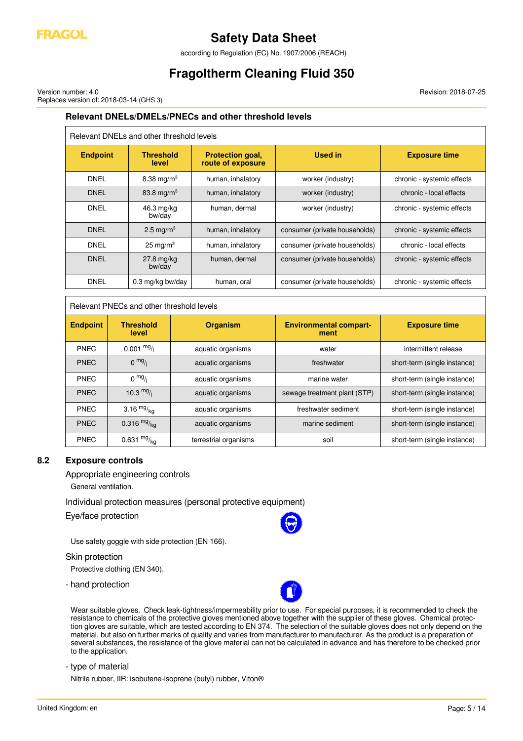### Relevant DNELs/DMELs/PNECs and other threshold levels

Relevant DNELs and other threshold levels

| Endpoint | Threshold level | Protection goal, route of exposure | Used in | Exposure time |
|---|---|---|---|---|
| DNEL | 8.38 mg/m³ | human, inhalatory | worker (industry) | chronic - systemic effects |
| DNEL | 83.8 mg/m³ | human, inhalatory | worker (industry) | chronic - local effects |
| DNEL | 46.3 mg/kg bw/day | human, dermal | worker (industry) | chronic - systemic effects |
| DNEL | 2.5 mg/m³ | human, inhalatory | consumer (private households) | chronic - systemic effects |
| DNEL | 25 mg/m³ | human, inhalatory | consumer (private households) | chronic - local effects |
| DNEL | 27.8 mg/kg bw/day | human, dermal | consumer (private households) | chronic - systemic effects |
| DNEL | 0.3 mg/kg bw/day | human, oral | consumer (private households) | chronic - systemic effects |

Relevant PNECs and other threshold levels

| Endpoint | Threshold level | Organism | Environmental compartment | Exposure time |
|---|---|---|---|---|
| PNEC | 0.001 mg/l | aquatic organisms | water | intermittent release |
| PNEC | 0 mg/l | aquatic organisms | freshwater | short-term (single instance) |
| PNEC | 0 mg/l | aquatic organisms | marine water | short-term (single instance) |
| PNEC | 10.3 mg/l | aquatic organisms | sewage treatment plant (STP) | short-term (single instance) |
| PNEC | 3.16 mg/kg | aquatic organisms | freshwater sediment | short-term (single instance) |
| PNEC | 0.316 mg/kg | aquatic organisms | marine sediment | short-term (single instance) |
| PNEC | 0.631 mg/kg | terrestrial organisms | soil | short-term (single instance) |

## 8.2 Exposure controls

Appropriate engineering controls

General ventilation.

Individual protection measures (personal protective equipment)

Eye/face protection

Use safety goggle with side protection (EN 166).

Skin protection

Protective clothing (EN 340).

- hand protection

Wear suitable gloves. Check leak-tightness/impermeability prior to use. For special purposes, it is recommended to check the resistance to chemicals of the protective gloves mentioned above together with the supplier of these gloves. Chemical protection gloves are suitable, which are tested according to EN 374. The selection of the suitable gloves does not only depend on the material, but also on further marks of quality and varies from manufacturer to manufacturer. As the product is a preparation of several substances, the resistance of the glove material can not be calculated in advance and has therefore to be checked prior to the application.

- type of material

Nitrile rubber, IIR: isobutene-isoprene (butyl) rubber, Viton®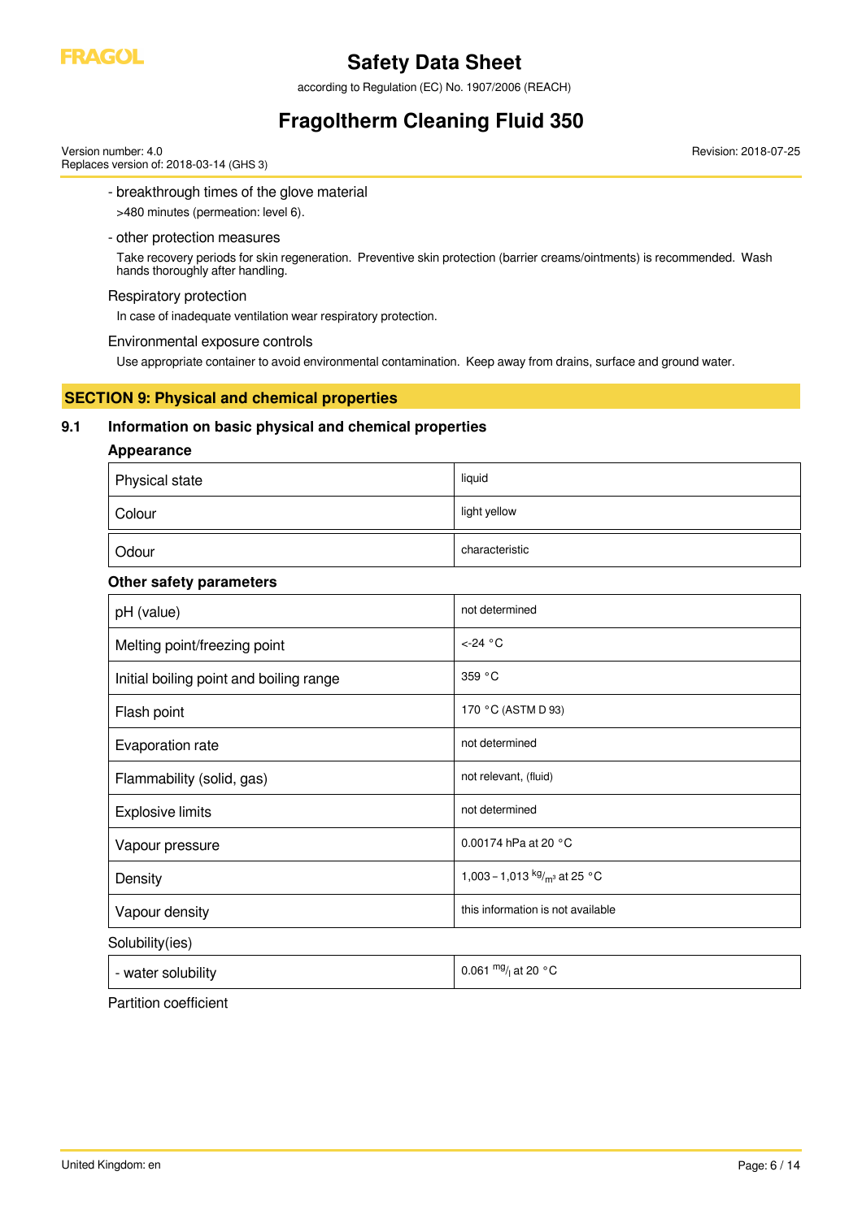- breakthrough times of the glove material

>480 minutes (permeation: level 6).

- other protection measures

Take recovery periods for skin regeneration. Preventive skin protection (barrier creams/ointments) is recommended. Wash hands thoroughly after handling.

Respiratory protection

In case of inadequate ventilation wear respiratory protection.

Environmental exposure controls

Use appropriate container to avoid environmental contamination. Keep away from drains, surface and ground water.

## SECTION 9: Physical and chemical properties

### 9.1 Information on basic physical and chemical properties

**Appearance**

| | |
|---|---|
| Physical state | liquid |
| Colour | light yellow |
| Odour | characteristic |

**Other safety parameters**

| | |
|---|---|
| pH (value) | not determined |
| Melting point/freezing point | <-24 °C |
| Initial boiling point and boiling range | 359 °C |
| Flash point | 170 °C (ASTM D 93) |
| Evaporation rate | not determined |
| Flammability (solid, gas) | not relevant, (fluid) |
| Explosive limits | not determined |
| Vapour pressure | 0.00174 hPa at 20 °C |
| Density | 1,003 – 1,013 $^{kg}/_{m^3}$ at 25 °C |
| Vapour density | this information is not available |

Solubility(ies)

| | |
|---|---|
| - water solubility | 0.061 $^{mg}/_{l}$ at 20 °C |

Partition coefficient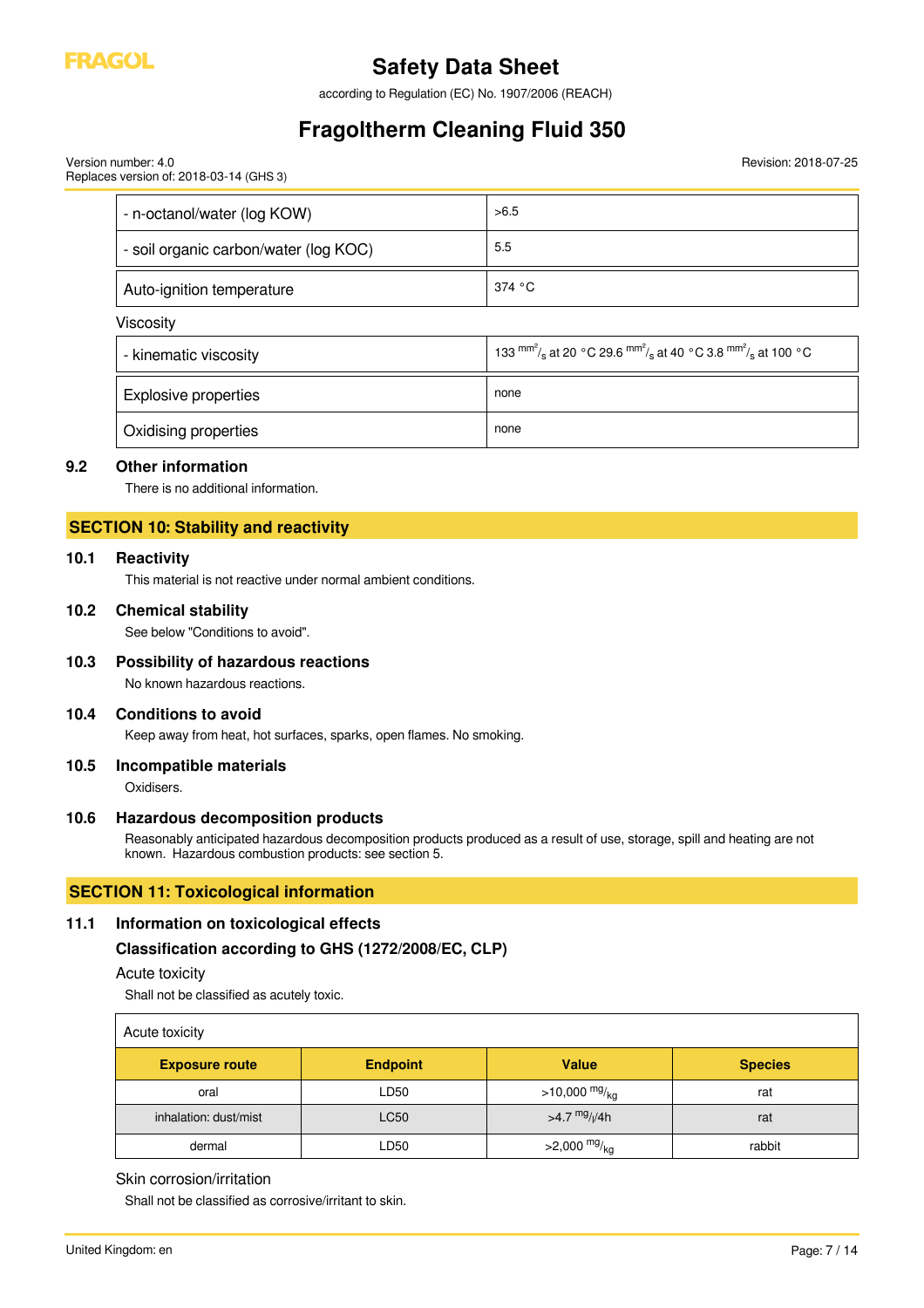| | |
|---|---|
| - n-octanol/water (log KOW) | >6.5 |
| - soil organic carbon/water (log KOC) | 5.5 |

| | |
|---|---|
| Auto-ignition temperature | 374 °C |

Viscosity

| | |
|---|---|
| - kinematic viscosity | 133 $^{mm^2}/_s$ at 20 °C 29.6 $^{mm^2}/_s$ at 40 °C 3.8 $^{mm^2}/_s$ at 100 °C |

| | |
|---|---|
| Explosive properties | none |
| Oxidising properties | none |

### 9.2 Other information

There is no additional information.

## SECTION 10: Stability and reactivity

### 10.1 Reactivity

This material is not reactive under normal ambient conditions.

### 10.2 Chemical stability

See below "Conditions to avoid".

### 10.3 Possibility of hazardous reactions

No known hazardous reactions.

### 10.4 Conditions to avoid

Keep away from heat, hot surfaces, sparks, open flames. No smoking.

### 10.5 Incompatible materials

Oxidisers.

### 10.6 Hazardous decomposition products

Reasonably anticipated hazardous decomposition products produced as a result of use, storage, spill and heating are not known. Hazardous combustion products: see section 5.

## SECTION 11: Toxicological information

### 11.1 Information on toxicological effects

#### Classification according to GHS (1272/2008/EC, CLP)

Acute toxicity

Shall not be classified as acutely toxic.

Acute toxicity

| Exposure route | Endpoint | Value | Species |
|---|---|---|---|
| oral | LD50 | >10,000 $^{mg}/_{kg}$ | rat |
| inhalation: dust/mist | LC50 | >4.7 $^{mg}/_{l}$/4h | rat |
| dermal | LD50 | >2,000 $^{mg}/_{kg}$ | rabbit |

Skin corrosion/irritation

Shall not be classified as corrosive/irritant to skin.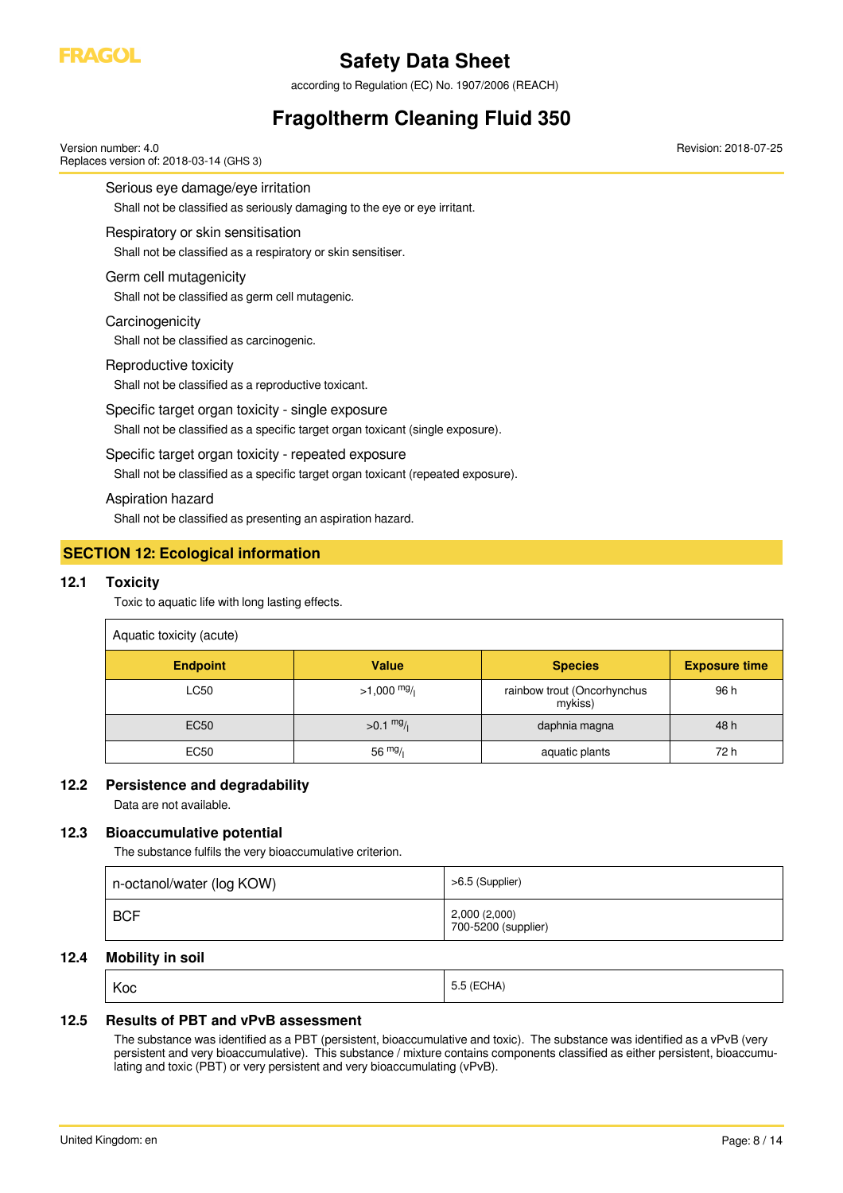Serious eye damage/eye irritation

Shall not be classified as seriously damaging to the eye or eye irritant.

Respiratory or skin sensitisation

Shall not be classified as a respiratory or skin sensitiser.

Germ cell mutagenicity

Shall not be classified as germ cell mutagenic.

Carcinogenicity

Shall not be classified as carcinogenic.

Reproductive toxicity

Shall not be classified as a reproductive toxicant.

Specific target organ toxicity - single exposure

Shall not be classified as a specific target organ toxicant (single exposure).

Specific target organ toxicity - repeated exposure

Shall not be classified as a specific target organ toxicant (repeated exposure).

Aspiration hazard

Shall not be classified as presenting an aspiration hazard.

## SECTION 12: Ecological information

### 12.1 Toxicity

Toxic to aquatic life with long lasting effects.

| Aquatic toxicity (acute) | | | |
|---|---|---|---|
| **Endpoint** | **Value** | **Species** | **Exposure time** |
| LC50 | >1,000 $^{mg}/_{l}$ | rainbow trout (Oncorhynchus mykiss) | 96 h |
| EC50 | >0.1 $^{mg}/_{l}$ | daphnia magna | 48 h |
| EC50 | 56 $^{mg}/_{l}$ | aquatic plants | 72 h |

### 12.2 Persistence and degradability

Data are not available.

### 12.3 Bioaccumulative potential

The substance fulfils the very bioaccumulative criterion.

| | |
|---|---|
| n-octanol/water (log KOW) | >6.5 (Supplier) |
| BCF | 2,000 (2,000)<br>700-5200 (supplier) |

### 12.4 Mobility in soil

| | |
|---|---|
| Koc | 5.5 (ECHA) |

### 12.5 Results of PBT and vPvB assessment

The substance was identified as a PBT (persistent, bioaccumulative and toxic). The substance was identified as a vPvB (very persistent and very bioaccumulative). This substance / mixture contains components classified as either persistent, bioaccumulating and toxic (PBT) or very persistent and very bioaccumulating (vPvB).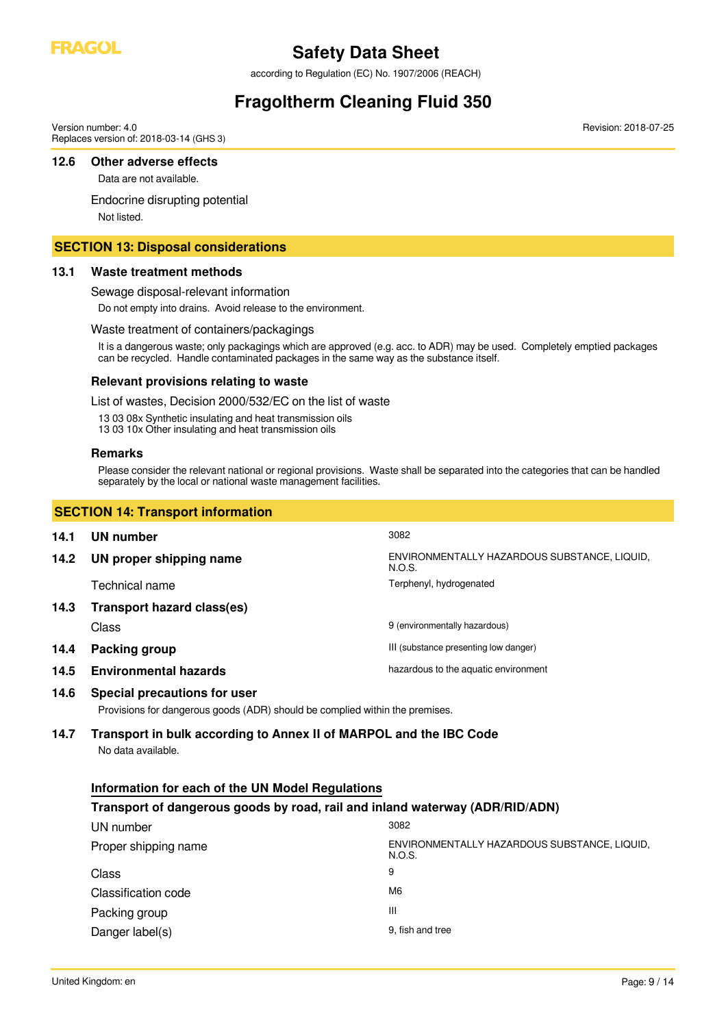### 12.6 Other adverse effects

Data are not available.

Endocrine disrupting potential

Not listed.

## SECTION 13: Disposal considerations

### 13.1 Waste treatment methods

Sewage disposal-relevant information

Do not empty into drains. Avoid release to the environment.

Waste treatment of containers/packagings

It is a dangerous waste; only packagings which are approved (e.g. acc. to ADR) may be used. Completely emptied packages can be recycled. Handle contaminated packages in the same way as the substance itself.

#### Relevant provisions relating to waste

List of wastes, Decision 2000/532/EC on the list of waste

13 03 08x Synthetic insulating and heat transmission oils
13 03 10x Other insulating and heat transmission oils

#### Remarks

Please consider the relevant national or regional provisions. Waste shall be separated into the categories that can be handled separately by the local or national waste management facilities.

## SECTION 14: Transport information

| | |
|---|---|
| **14.1 UN number** | 3082 |
| **14.2 UN proper shipping name** | ENVIRONMENTALLY HAZARDOUS SUBSTANCE, LIQUID, N.O.S. |
| Technical name | Terphenyl, hydrogenated |
| **14.3 Transport hazard class(es)** | |
| Class | 9 (environmentally hazardous) |
| **14.4 Packing group** | III (substance presenting low danger) |
| **14.5 Environmental hazards** | hazardous to the aquatic environment |

### 14.6 Special precautions for user

Provisions for dangerous goods (ADR) should be complied within the premises.

### 14.7 Transport in bulk according to Annex II of MARPOL and the IBC Code

No data available.

#### Information for each of the UN Model Regulations

#### Transport of dangerous goods by road, rail and inland waterway (ADR/RID/ADN)

| | |
|---|---|
| UN number | 3082 |
| Proper shipping name | ENVIRONMENTALLY HAZARDOUS SUBSTANCE, LIQUID, N.O.S. |
| Class | 9 |
| Classification code | M6 |
| Packing group | III |
| Danger label(s) | 9, fish and tree |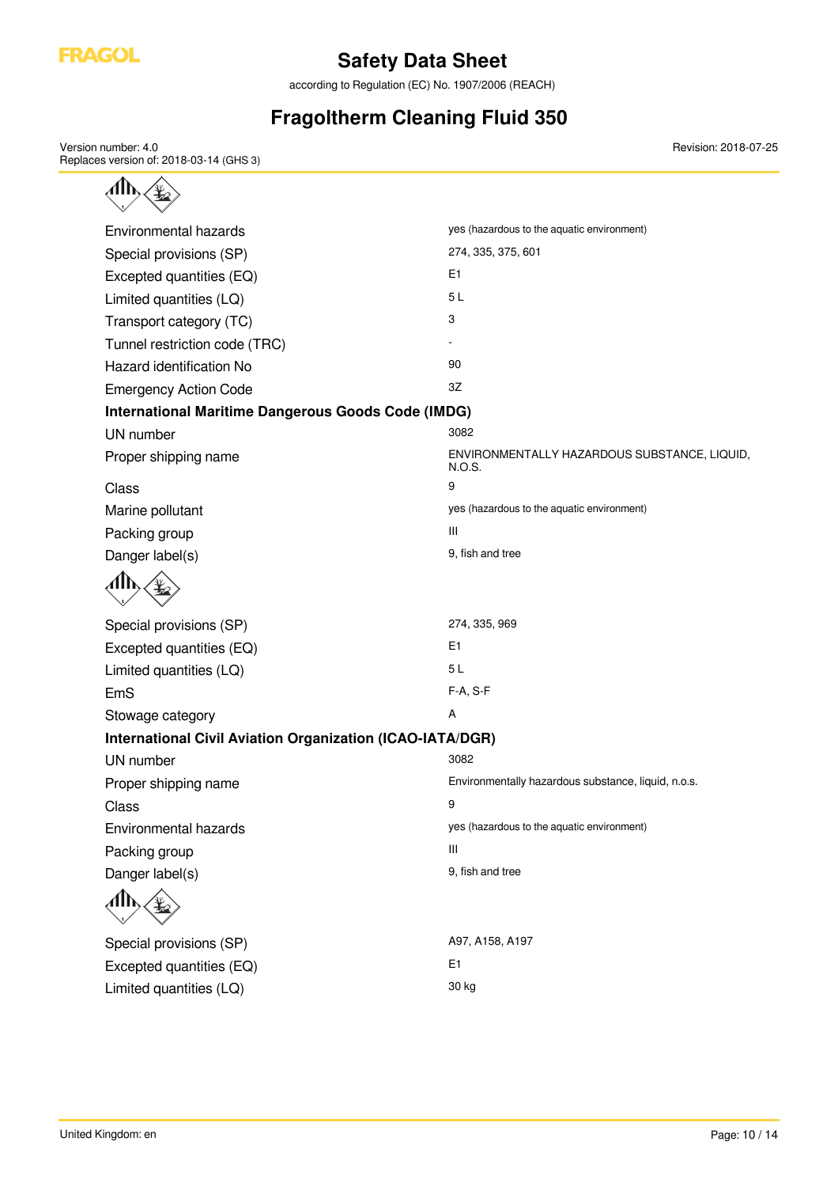| | |
|---|---|
| Environmental hazards | yes (hazardous to the aquatic environment) |
| Special provisions (SP) | 274, 335, 375, 601 |
| Excepted quantities (EQ) | E1 |
| Limited quantities (LQ) | 5 L |
| Transport category (TC) | 3 |
| Tunnel restriction code (TRC) | - |
| Hazard identification No | 90 |
| Emergency Action Code | 3Z |

**International Maritime Dangerous Goods Code (IMDG)**

| | |
|---|---|
| UN number | 3082 |
| Proper shipping name | ENVIRONMENTALLY HAZARDOUS SUBSTANCE, LIQUID, N.O.S. |
| Class | 9 |
| Marine pollutant | yes (hazardous to the aquatic environment) |
| Packing group | III |
| Danger label(s) | 9, fish and tree |
| Special provisions (SP) | 274, 335, 969 |
| Excepted quantities (EQ) | E1 |
| Limited quantities (LQ) | 5 L |
| EmS | F-A, S-F |
| Stowage category | A |

**International Civil Aviation Organization (ICAO-IATA/DGR)**

| | |
|---|---|
| UN number | 3082 |
| Proper shipping name | Environmentally hazardous substance, liquid, n.o.s. |
| Class | 9 |
| Environmental hazards | yes (hazardous to the aquatic environment) |
| Packing group | III |
| Danger label(s) | 9, fish and tree |
| Special provisions (SP) | A97, A158, A197 |
| Excepted quantities (EQ) | E1 |
| Limited quantities (LQ) | 30 kg |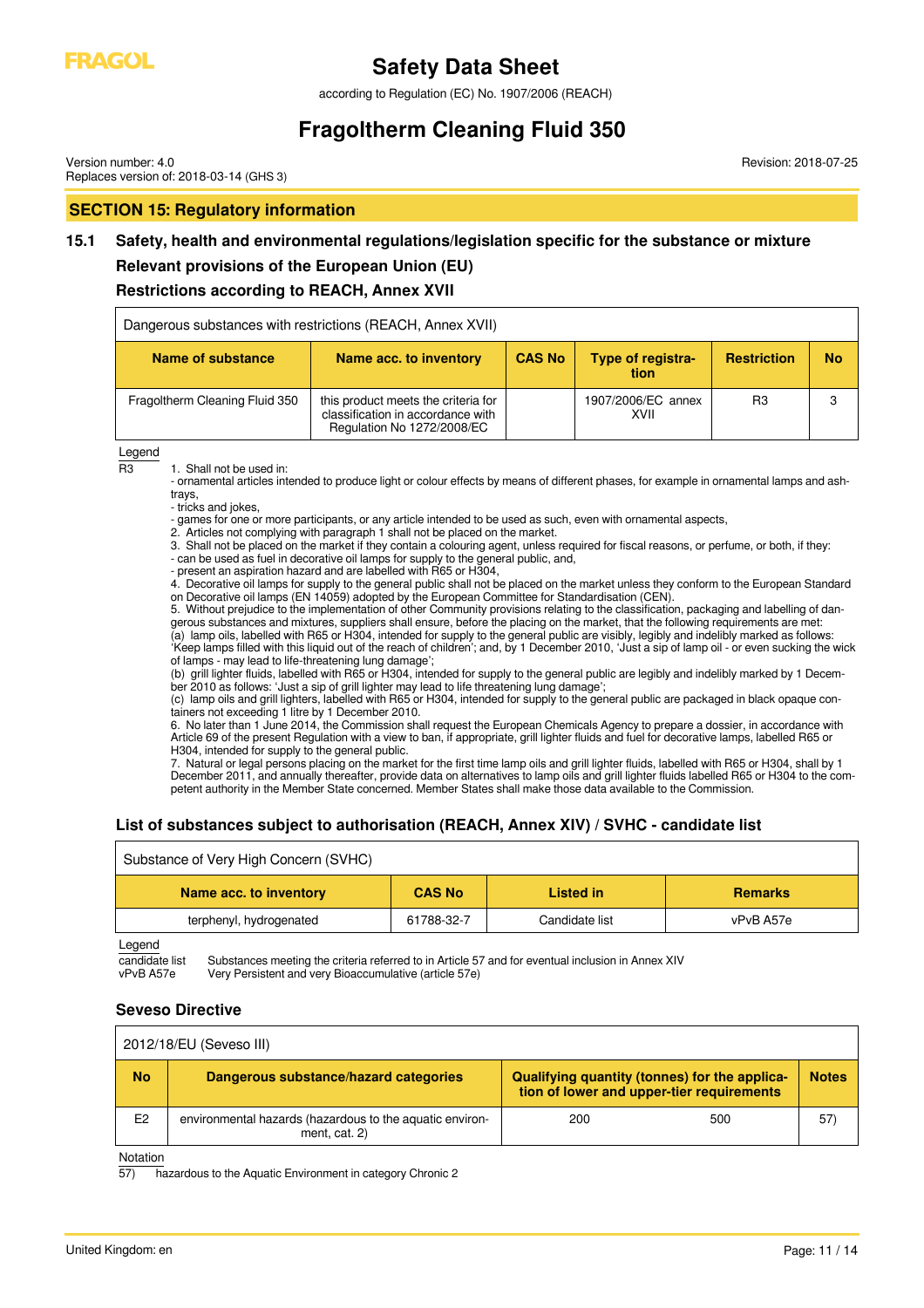## SECTION 15: Regulatory information

### 15.1 Safety, health and environmental regulations/legislation specific for the substance or mixture

#### Relevant provisions of the European Union (EU)

#### Restrictions according to REACH, Annex XVII

| Dangerous substances with restrictions (REACH, Annex XVII) | | | | | |
|---|---|---|---|---|---|
| **Name of substance** | **Name acc. to inventory** | **CAS No** | **Type of registration** | **Restriction** | **No** |
| Fragoltherm Cleaning Fluid 350 | this product meets the criteria for classification in accordance with Regulation No 1272/2008/EC | | 1907/2006/EC annex XVII | R3 | 3 |

Legend

R3
1. Shall not be used in:
- ornamental articles intended to produce light or colour effects by means of different phases, for example in ornamental lamps and ashtrays,
- tricks and jokes,
- games for one or more participants, or any article intended to be used as such, even with ornamental aspects,
2. Articles not complying with paragraph 1 shall not be placed on the market.
3. Shall not be placed on the market if they contain a colouring agent, unless required for fiscal reasons, or perfume, or both, if they:
- can be used as fuel in decorative oil lamps for supply to the general public, and,
- present an aspiration hazard and are labelled with R65 or H304,
4. Decorative oil lamps for supply to the general public shall not be placed on the market unless they conform to the European Standard on Decorative oil lamps (EN 14059) adopted by the European Committee for Standardisation (CEN).
5. Without prejudice to the implementation of other Community provisions relating to the classification, packaging and labelling of dangerous substances and mixtures, suppliers shall ensure, before the placing on the market, that the following requirements are met:
(a) lamp oils, labelled with R65 or H304, intended for supply to the general public are visibly, legibly and indelibly marked as follows: 'Keep lamps filled with this liquid out of the reach of children'; and, by 1 December 2010, 'Just a sip of lamp oil - or even sucking the wick of lamps - may lead to life-threatening lung damage';
(b) grill lighter fluids, labelled with R65 or H304, intended for supply to the general public are legibly and indelibly marked by 1 December 2010 as follows: 'Just a sip of grill lighter may lead to life threatening lung damage';
(c) lamp oils and grill lighters, labelled with R65 or H304, intended for supply to the general public are packaged in black opaque containers not exceeding 1 litre by 1 December 2010.
6. No later than 1 June 2014, the Commission shall request the European Chemicals Agency to prepare a dossier, in accordance with Article 69 of the present Regulation with a view to ban, if appropriate, grill lighter fluids and fuel for decorative lamps, labelled R65 or H304, intended for supply to the general public.
7. Natural or legal persons placing on the market for the first time lamp oils and grill lighter fluids, labelled with R65 or H304, shall by 1 December 2011, and annually thereafter, provide data on alternatives to lamp oils and grill lighter fluids labelled R65 or H304 to the competent authority in the Member State concerned. Member States shall make those data available to the Commission.

#### List of substances subject to authorisation (REACH, Annex XIV) / SVHC - candidate list

| Substance of Very High Concern (SVHC) | | | |
|---|---|---|---|
| **Name acc. to inventory** | **CAS No** | **Listed in** | **Remarks** |
| terphenyl, hydrogenated | 61788-32-7 | Candidate list | vPvB A57e |

Legend

candidate list: Substances meeting the criteria referred to in Article 57 and for eventual inclusion in Annex XIV
vPvB A57e: Very Persistent and very Bioaccumulative (article 57e)

#### Seveso Directive

| 2012/18/EU (Seveso III) | | | | |
|---|---|---|---|---|
| **No** | **Dangerous substance/hazard categories** | **Qualifying quantity (tonnes) for the application of lower and upper-tier requirements** | | **Notes** |
| E2 | environmental hazards (hazardous to the aquatic environment, cat. 2) | 200 | 500 | 57) |

Notation

57) hazardous to the Aquatic Environment in category Chronic 2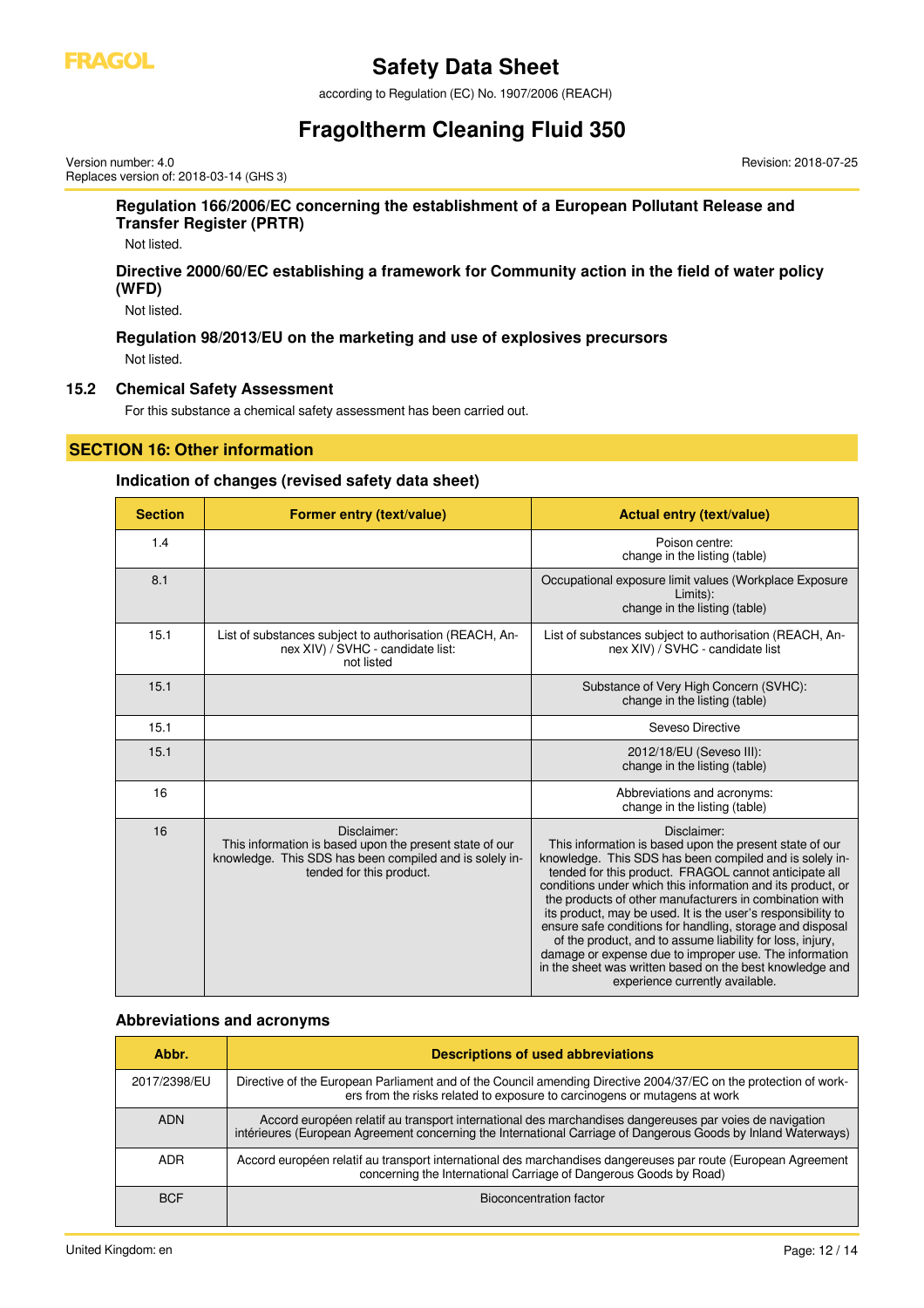### Regulation 166/2006/EC concerning the establishment of a European Pollutant Release and Transfer Register (PRTR)

Not listed.

### Directive 2000/60/EC establishing a framework for Community action in the field of water policy (WFD)

Not listed.

### Regulation 98/2013/EU on the marketing and use of explosives precursors

Not listed.

### 15.2 Chemical Safety Assessment

For this substance a chemical safety assessment has been carried out.

## SECTION 16: Other information

### Indication of changes (revised safety data sheet)

| Section | Former entry (text/value) | Actual entry (text/value) |
|---|---|---|
| 1.4 | | Poison centre: change in the listing (table) |
| 8.1 | | Occupational exposure limit values (Workplace Exposure Limits): change in the listing (table) |
| 15.1 | List of substances subject to authorisation (REACH, Annex XIV) / SVHC - candidate list: not listed | List of substances subject to authorisation (REACH, Annex XIV) / SVHC - candidate list |
| 15.1 | | Substance of Very High Concern (SVHC): change in the listing (table) |
| 15.1 | | Seveso Directive |
| 15.1 | | 2012/18/EU (Seveso III): change in the listing (table) |
| 16 | | Abbreviations and acronyms: change in the listing (table) |
| 16 | Disclaimer: This information is based upon the present state of our knowledge. This SDS has been compiled and is solely intended for this product. | Disclaimer: This information is based upon the present state of our knowledge. This SDS has been compiled and is solely intended for this product. FRAGOL cannot anticipate all conditions under which this information and its product, or the products of other manufacturers in combination with its product, may be used. It is the user's responsibility to ensure safe conditions for handling, storage and disposal of the product, and to assume liability for loss, injury, damage or expense due to improper use. The information in the sheet was written based on the best knowledge and experience currently available. |

### Abbreviations and acronyms

| Abbr. | Descriptions of used abbreviations |
|---|---|
| 2017/2398/EU | Directive of the European Parliament and of the Council amending Directive 2004/37/EC on the protection of workers from the risks related to exposure to carcinogens or mutagens at work |
| ADN | Accord européen relatif au transport international des marchandises dangereuses par voies de navigation intérieures (European Agreement concerning the International Carriage of Dangerous Goods by Inland Waterways) |
| ADR | Accord européen relatif au transport international des marchandises dangereuses par route (European Agreement concerning the International Carriage of Dangerous Goods by Road) |
| BCF | Bioconcentration factor |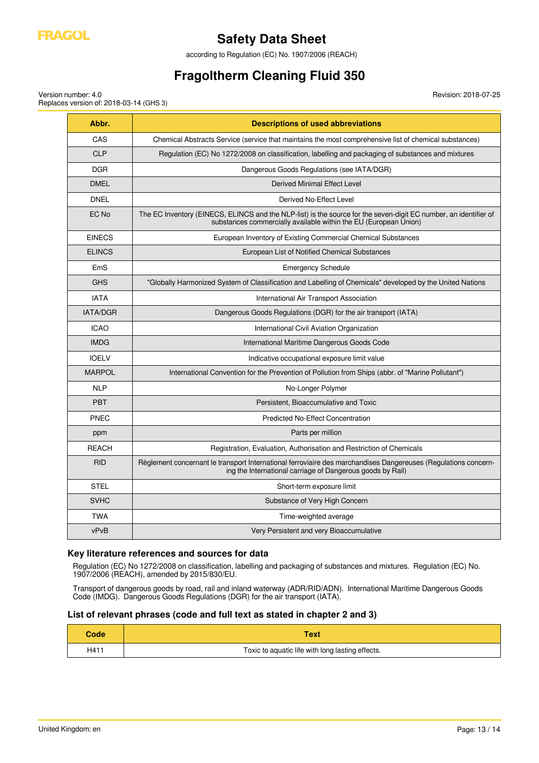| Abbr. | Descriptions of used abbreviations |
|---|---|
| CAS | Chemical Abstracts Service (service that maintains the most comprehensive list of chemical substances) |
| CLP | Regulation (EC) No 1272/2008 on classification, labelling and packaging of substances and mixtures |
| DGR | Dangerous Goods Regulations (see IATA/DGR) |
| DMEL | Derived Minimal Effect Level |
| DNEL | Derived No-Effect Level |
| EC No | The EC Inventory (EINECS, ELINCS and the NLP-list) is the source for the seven-digit EC number, an identifier of substances commercially available within the EU (European Union) |
| EINECS | European Inventory of Existing Commercial Chemical Substances |
| ELINCS | European List of Notified Chemical Substances |
| EmS | Emergency Schedule |
| GHS | "Globally Harmonized System of Classification and Labelling of Chemicals" developed by the United Nations |
| IATA | International Air Transport Association |
| IATA/DGR | Dangerous Goods Regulations (DGR) for the air transport (IATA) |
| ICAO | International Civil Aviation Organization |
| IMDG | International Maritime Dangerous Goods Code |
| IOELV | Indicative occupational exposure limit value |
| MARPOL | International Convention for the Prevention of Pollution from Ships (abbr. of "Marine Pollutant") |
| NLP | No-Longer Polymer |
| PBT | Persistent, Bioaccumulative and Toxic |
| PNEC | Predicted No-Effect Concentration |
| ppm | Parts per million |
| REACH | Registration, Evaluation, Authorisation and Restriction of Chemicals |
| RID | Règlement concernant le transport International ferroviaire des marchandises Dangereuses (Regulations concerning the International carriage of Dangerous goods by Rail) |
| STEL | Short-term exposure limit |
| SVHC | Substance of Very High Concern |
| TWA | Time-weighted average |
| vPvB | Very Persistent and very Bioaccumulative |

### Key literature references and sources for data

Regulation (EC) No 1272/2008 on classification, labelling and packaging of substances and mixtures. Regulation (EC) No. 1907/2006 (REACH), amended by 2015/830/EU.

Transport of dangerous goods by road, rail and inland waterway (ADR/RID/ADN). International Maritime Dangerous Goods Code (IMDG). Dangerous Goods Regulations (DGR) for the air transport (IATA).

### List of relevant phrases (code and full text as stated in chapter 2 and 3)

| Code | Text |
|---|---|
| H411 | Toxic to aquatic life with long lasting effects. |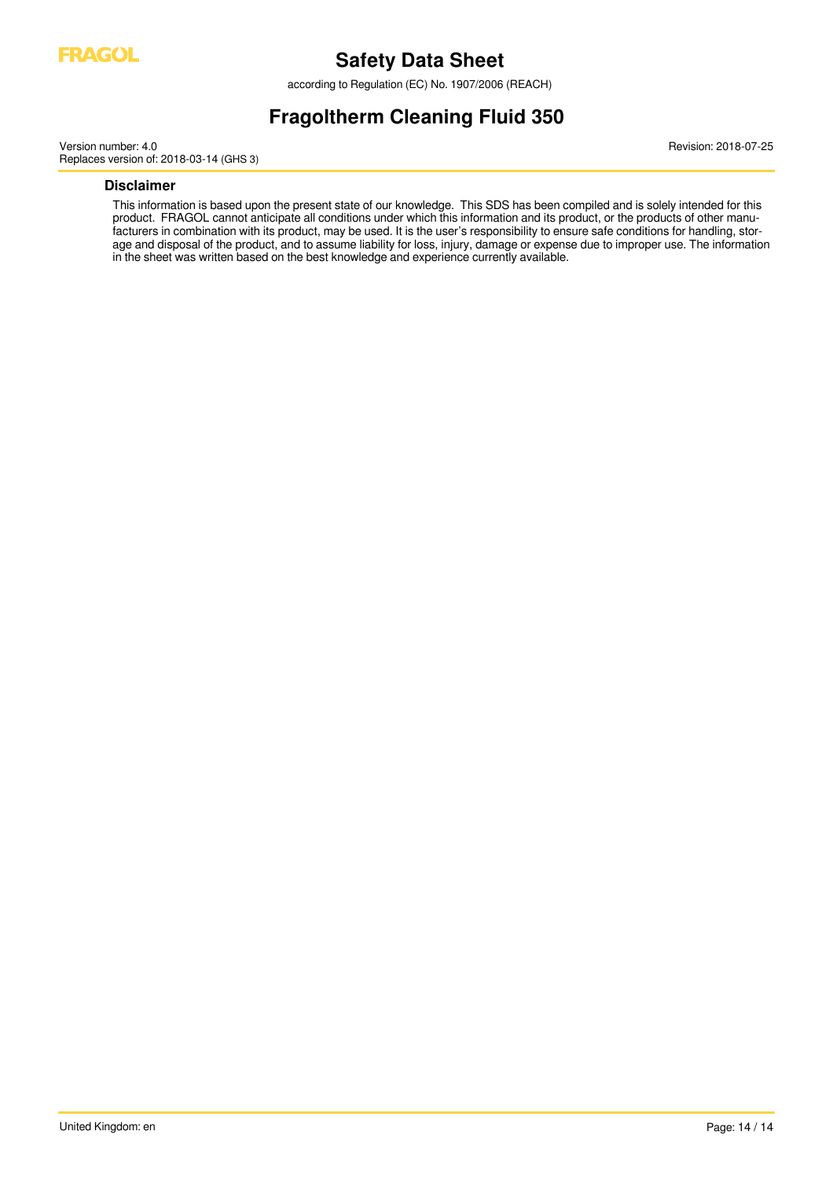### Disclaimer

This information is based upon the present state of our knowledge. This SDS has been compiled and is solely intended for this product. FRAGOL cannot anticipate all conditions under which this information and its product, or the products of other manufacturers in combination with its product, may be used. It is the user's responsibility to ensure safe conditions for handling, storage and disposal of the product, and to assume liability for loss, injury, damage or expense due to improper use. The information in the sheet was written based on the best knowledge and experience currently available.